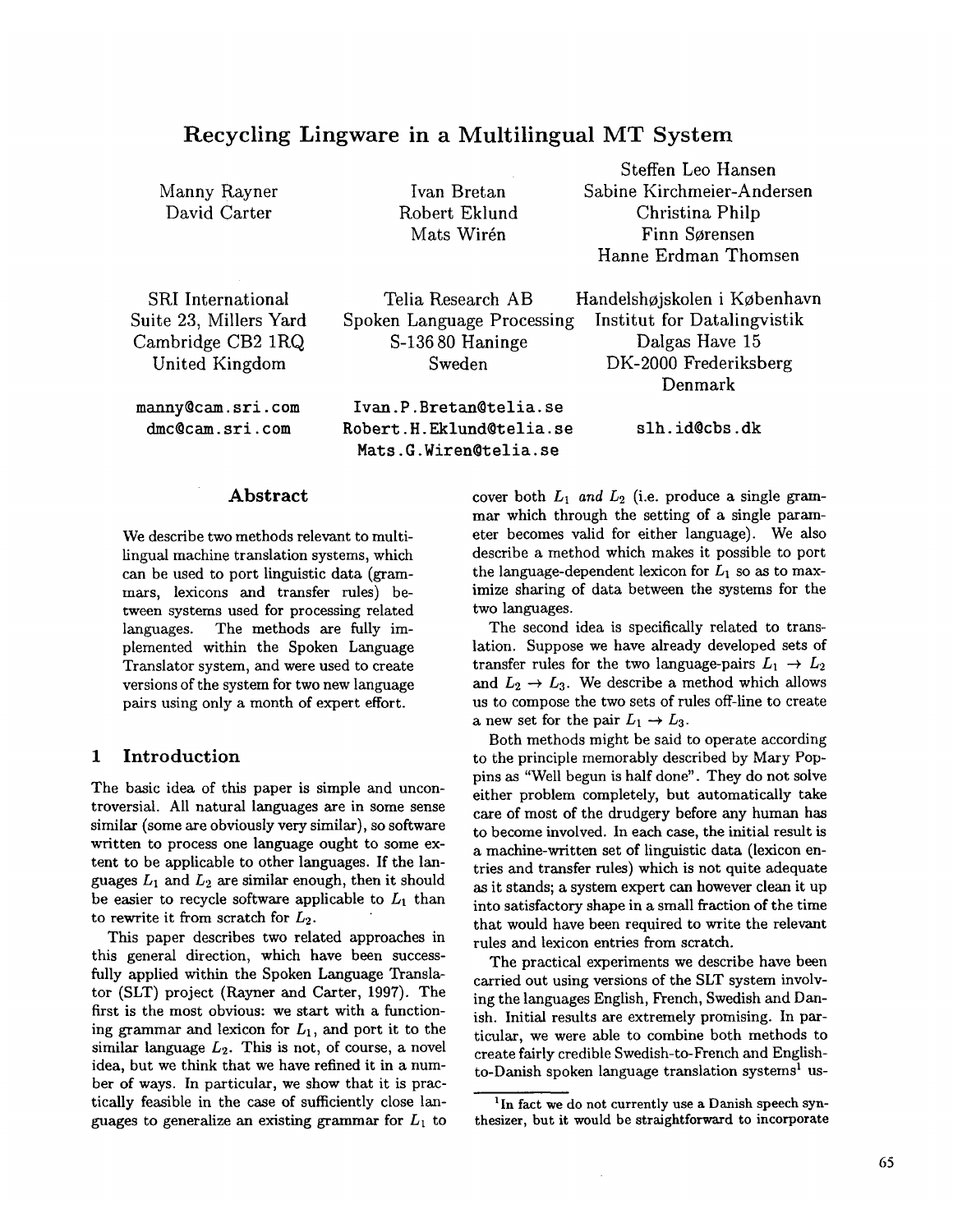# Recycling Lingware in a Multilingual MT System

Manny Rayner
David Carter

SRI International
Suite 23, Millers Yard
Cambridge CB2 1RQ
United Kingdom

manny@cam.sri.com
dmc@cam.sri.com

Ivan Bretan
Robert Eklund
Mats Wirén

Telia Research AB
Spoken Language Processing
S-136 80 Haninge
Sweden

Ivan.P.Bretan@telia.se
Robert.H.Eklund@telia.se
Mats.G.Wiren@telia.se

Steffen Leo Hansen
Sabine Kirchmeier-Andersen
Christina Philp
Finn Sørensen
Hanne Erdman Thomsen

Handelshøjskolen i København
Institut for Datalingvistik
Dalgas Have 15
DK-2000 Frederiksberg
Denmark

slh.id@cbs.dk

## Abstract

We describe two methods relevant to multilingual machine translation systems, which can be used to port linguistic data (grammars, lexicons and transfer rules) between systems used for processing related languages. The methods are fully implemented within the Spoken Language Translator system, and were used to create versions of the system for two new language pairs using only a month of expert effort.

## 1 Introduction

The basic idea of this paper is simple and uncontroversial. All natural languages are in some sense similar (some are obviously very similar), so software written to process one language ought to some extent to be applicable to other languages. If the languages $L_1$ and $L_2$ are similar enough, then it should be easier to recycle software applicable to $L_1$ than to rewrite it from scratch for $L_2$.

This paper describes two related approaches in this general direction, which have been successfully applied within the Spoken Language Translator (SLT) project (Rayner and Carter, 1997). The first is the most obvious: we start with a functioning grammar and lexicon for $L_1$, and port it to the similar language $L_2$. This is not, of course, a novel idea, but we think that we have refined it in a number of ways. In particular, we show that it is practically feasible in the case of sufficiently close languages to generalize an existing grammar for $L_1$ to cover both $L_1$ *and* $L_2$ (i.e. produce a single grammar which through the setting of a single parameter becomes valid for either language). We also describe a method which makes it possible to port the language-dependent lexicon for $L_1$ so as to maximize sharing of data between the systems for the two languages.

The second idea is specifically related to translation. Suppose we have already developed sets of transfer rules for the two language-pairs $L_1 \rightarrow L_2$ and $L_2 \rightarrow L_3$. We describe a method which allows us to compose the two sets of rules off-line to create a new set for the pair $L_1 \rightarrow L_3$.

Both methods might be said to operate according to the principle memorably described by Mary Poppins as "Well begun is half done". They do not solve either problem completely, but automatically take care of most of the drudgery before any human has to become involved. In each case, the initial result is a machine-written set of linguistic data (lexicon entries and transfer rules) which is not quite adequate as it stands; a system expert can however clean it up into satisfactory shape in a small fraction of the time that would have been required to write the relevant rules and lexicon entries from scratch.

The practical experiments we describe have been carried out using versions of the SLT system involving the languages English, French, Swedish and Danish. Initial results are extremely promising. In particular, we were able to combine both methods to create fairly credible Swedish-to-French and English-to-Danish spoken language translation systems[1] us-

[1] In fact we do not currently use a Danish speech synthesizer, but it would be straightforward to incorporate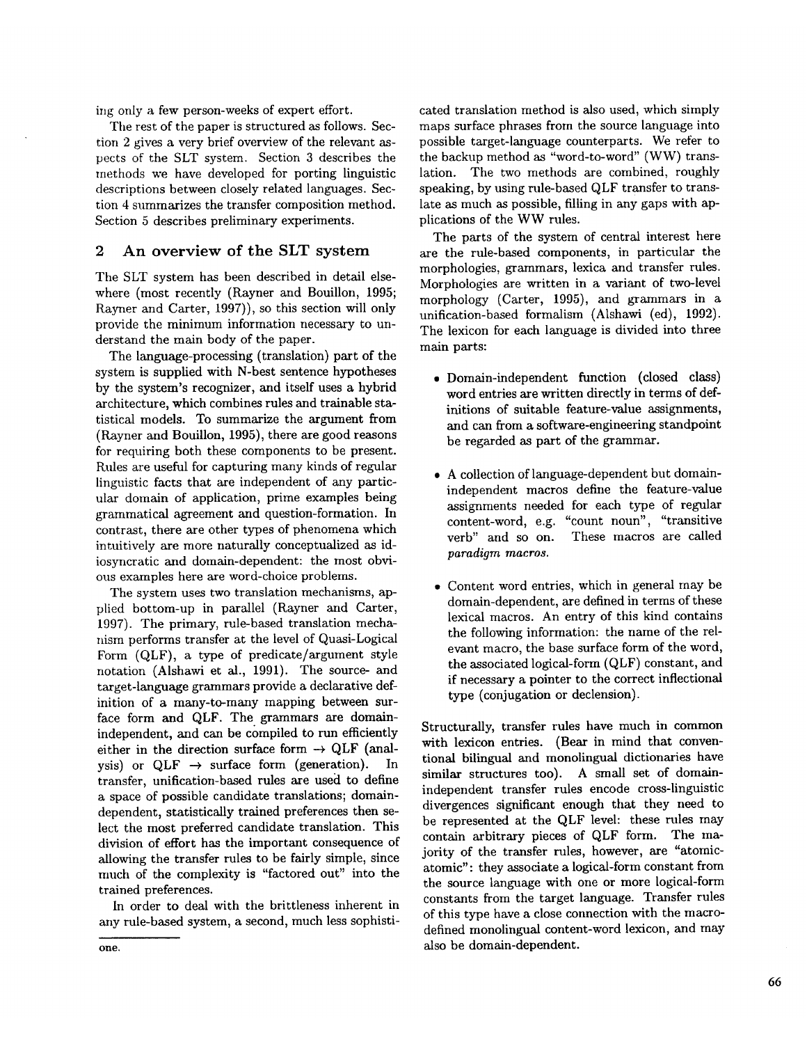ing only a few person-weeks of expert effort.

The rest of the paper is structured as follows. Section 2 gives a very brief overview of the relevant aspects of the SLT system. Section 3 describes the methods we have developed for porting linguistic descriptions between closely related languages. Section 4 summarizes the transfer composition method. Section 5 describes preliminary experiments.

## 2 An overview of the SLT system

The SLT system has been described in detail elsewhere (most recently (Rayner and Bouillon, 1995; Rayner and Carter, 1997)), so this section will only provide the minimum information necessary to understand the main body of the paper.

The language-processing (translation) part of the system is supplied with N-best sentence hypotheses by the system's recognizer, and itself uses a hybrid architecture, which combines rules and trainable statistical models. To summarize the argument from (Rayner and Bouillon, 1995), there are good reasons for requiring both these components to be present. Rules are useful for capturing many kinds of regular linguistic facts that are independent of any particular domain of application, prime examples being grammatical agreement and question-formation. In contrast, there are other types of phenomena which intuitively are more naturally conceptualized as idiosyncratic and domain-dependent: the most obvious examples here are word-choice problems.

The system uses two translation mechanisms, applied bottom-up in parallel (Rayner and Carter, 1997). The primary, rule-based translation mechanism performs transfer at the level of Quasi-Logical Form (QLF), a type of predicate/argument style notation (Alshawi et al., 1991). The source- and target-language grammars provide a declarative definition of a many-to-many mapping between surface form and QLF. The grammars are domain-independent, and can be compiled to run efficiently either in the direction surface form → QLF (analysis) or QLF → surface form (generation). In transfer, unification-based rules are used to define a space of possible candidate translations; domain-dependent, statistically trained preferences then select the most preferred candidate translation. This division of effort has the important consequence of allowing the transfer rules to be fairly simple, since much of the complexity is "factored out" into the trained preferences.

In order to deal with the brittleness inherent in any rule-based system, a second, much less sophisticated translation method is also used, which simply maps surface phrases from the source language into possible target-language counterparts. We refer to the backup method as "word-to-word" (WW) translation. The two methods are combined, roughly speaking, by using rule-based QLF transfer to translate as much as possible, filling in any gaps with applications of the WW rules.

The parts of the system of central interest here are the rule-based components, in particular the morphologies, grammars, lexica and transfer rules. Morphologies are written in a variant of two-level morphology (Carter, 1995), and grammars in a unification-based formalism (Alshawi (ed), 1992). The lexicon for each language is divided into three main parts:

- Domain-independent function (closed class) word entries are written directly in terms of definitions of suitable feature-value assignments, and can from a software-engineering standpoint be regarded as part of the grammar.
- A collection of language-dependent but domain-independent macros define the feature-value assignments needed for each type of regular content-word, e.g. "count noun", "transitive verb" and so on. These macros are called *paradigm macros*.
- Content word entries, which in general may be domain-dependent, are defined in terms of these lexical macros. An entry of this kind contains the following information: the name of the relevant macro, the base surface form of the word, the associated logical-form (QLF) constant, and if necessary a pointer to the correct inflectional type (conjugation or declension).

Structurally, transfer rules have much in common with lexicon entries. (Bear in mind that conventional bilingual and monolingual dictionaries have similar structures too). A small set of domain-independent transfer rules encode cross-linguistic divergences significant enough that they need to be represented at the QLF level: these rules may contain arbitrary pieces of QLF form. The majority of the transfer rules, however, are "atomic-atomic": they associate a logical-form constant from the source language with one or more logical-form constants from the target language. Transfer rules of this type have a close connection with the macro-defined monolingual content-word lexicon, and may also be domain-dependent.

one.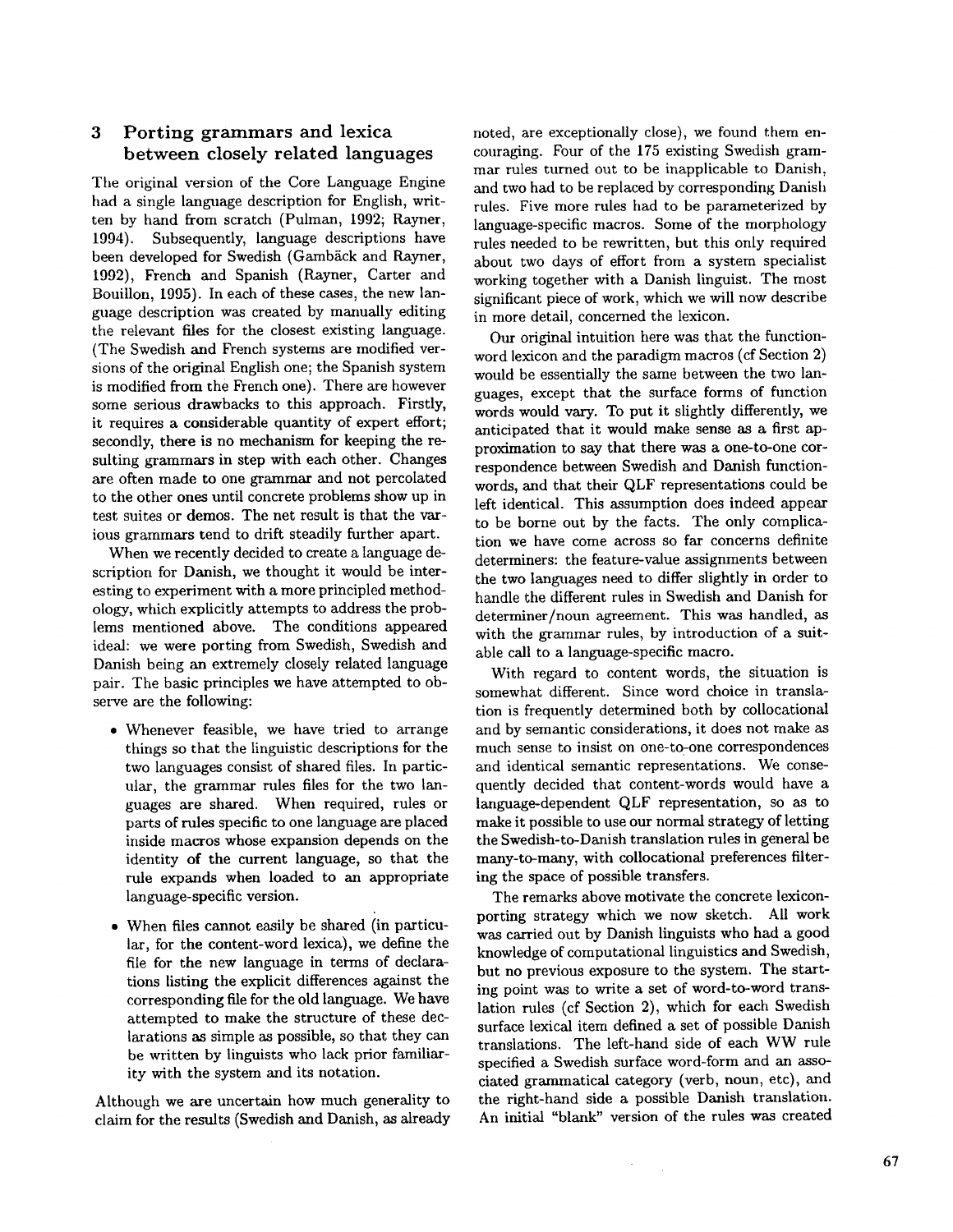## 3 Porting grammars and lexica between closely related languages

The original version of the Core Language Engine had a single language description for English, written by hand from scratch (Pulman, 1992; Rayner, 1994). Subsequently, language descriptions have been developed for Swedish (Gambäck and Rayner, 1992), French and Spanish (Rayner, Carter and Bouillon, 1995). In each of these cases, the new language description was created by manually editing the relevant files for the closest existing language. (The Swedish and French systems are modified versions of the original English one; the Spanish system is modified from the French one). There are however some serious drawbacks to this approach. Firstly, it requires a considerable quantity of expert effort; secondly, there is no mechanism for keeping the resulting grammars in step with each other. Changes are often made to one grammar and not percolated to the other ones until concrete problems show up in test suites or demos. The net result is that the various grammars tend to drift steadily further apart.

When we recently decided to create a language description for Danish, we thought it would be interesting to experiment with a more principled methodology, which explicitly attempts to address the problems mentioned above. The conditions appeared ideal: we were porting from Swedish, Swedish and Danish being an extremely closely related language pair. The basic principles we have attempted to observe are the following:

- Whenever feasible, we have tried to arrange things so that the linguistic descriptions for the two languages consist of shared files. In particular, the grammar rules files for the two languages are shared. When required, rules or parts of rules specific to one language are placed inside macros whose expansion depends on the identity of the current language, so that the rule expands when loaded to an appropriate language-specific version.
- When files cannot easily be shared (in particular, for the content-word lexica), we define the file for the new language in terms of declarations listing the explicit differences against the corresponding file for the old language. We have attempted to make the structure of these declarations as simple as possible, so that they can be written by linguists who lack prior familiarity with the system and its notation.

Although we are uncertain how much generality to claim for the results (Swedish and Danish, as already noted, are exceptionally close), we found them encouraging. Four of the 175 existing Swedish grammar rules turned out to be inapplicable to Danish, and two had to be replaced by corresponding Danish rules. Five more rules had to be parameterized by language-specific macros. Some of the morphology rules needed to be rewritten, but this only required about two days of effort from a system specialist working together with a Danish linguist. The most significant piece of work, which we will now describe in more detail, concerned the lexicon.

Our original intuition here was that the function-word lexicon and the paradigm macros (cf Section 2) would be essentially the same between the two languages, except that the surface forms of function words would vary. To put it slightly differently, we anticipated that it would make sense as a first approximation to say that there was a one-to-one correspondence between Swedish and Danish function-words, and that their QLF representations could be left identical. This assumption does indeed appear to be borne out by the facts. The only complication we have come across so far concerns definite determiners: the feature-value assignments between the two languages need to differ slightly in order to handle the different rules in Swedish and Danish for determiner/noun agreement. This was handled, as with the grammar rules, by introduction of a suitable call to a language-specific macro.

With regard to content words, the situation is somewhat different. Since word choice in translation is frequently determined both by collocational and by semantic considerations, it does not make as much sense to insist on one-to-one correspondences and identical semantic representations. We consequently decided that content-words would have a language-dependent QLF representation, so as to make it possible to use our normal strategy of letting the Swedish-to-Danish translation rules in general be many-to-many, with collocational preferences filtering the space of possible transfers.

The remarks above motivate the concrete lexicon-porting strategy which we now sketch. All work was carried out by Danish linguists who had a good knowledge of computational linguistics and Swedish, but no previous exposure to the system. The starting point was to write a set of word-to-word translation rules (cf Section 2), which for each Swedish surface lexical item defined a set of possible Danish translations. The left-hand side of each WW rule specified a Swedish surface word-form and an associated grammatical category (verb, noun, etc), and the right-hand side a possible Danish translation. An initial "blank" version of the rules was created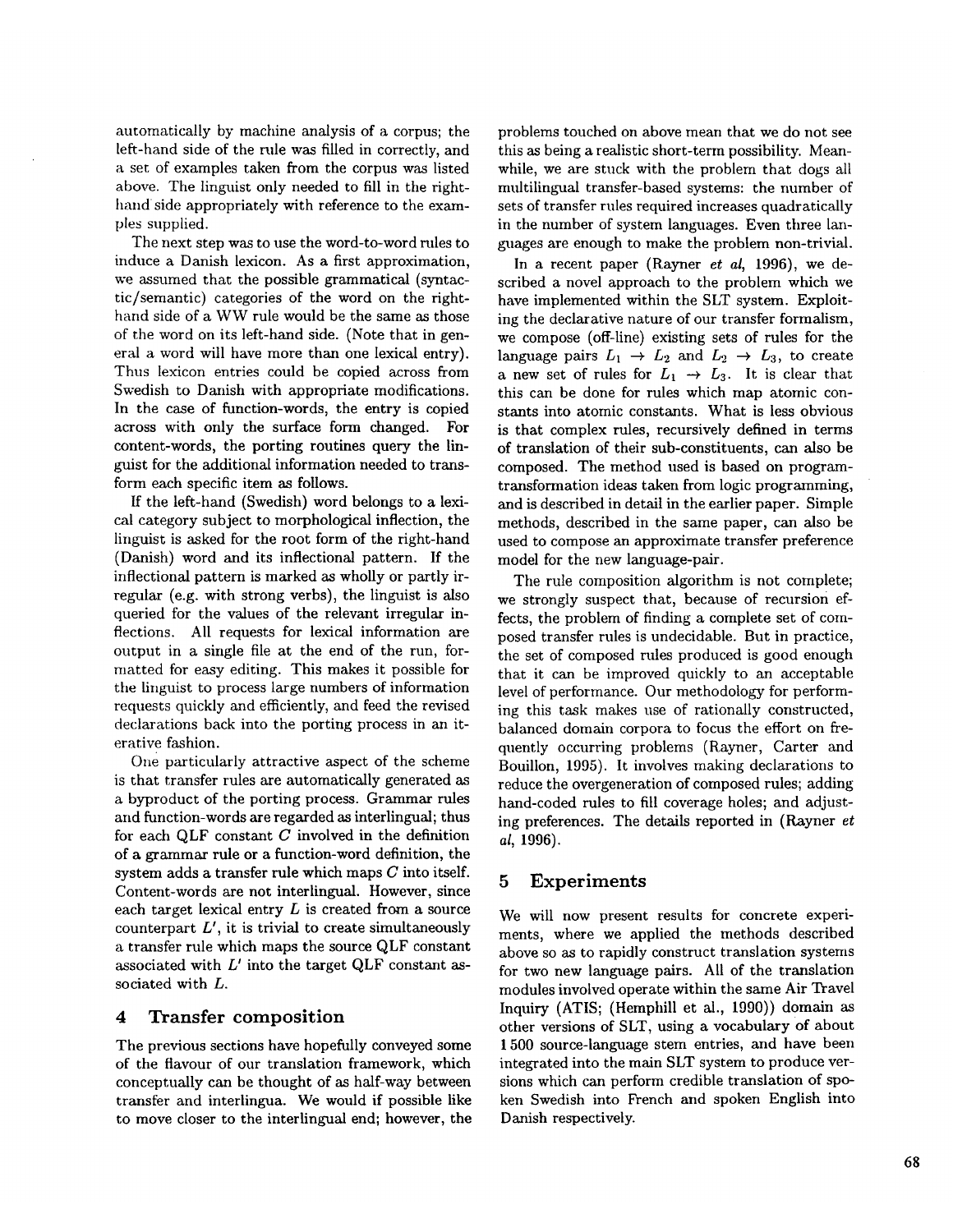automatically by machine analysis of a corpus; the left-hand side of the rule was filled in correctly, and a set of examples taken from the corpus was listed above. The linguist only needed to fill in the right-hand side appropriately with reference to the examples supplied.

The next step was to use the word-to-word rules to induce a Danish lexicon. As a first approximation, we assumed that the possible grammatical (syntactic/semantic) categories of the word on the right-hand side of a WW rule would be the same as those of the word on its left-hand side. (Note that in general a word will have more than one lexical entry). Thus lexicon entries could be copied across from Swedish to Danish with appropriate modifications. In the case of function-words, the entry is copied across with only the surface form changed. For content-words, the porting routines query the linguist for the additional information needed to transform each specific item as follows.

If the left-hand (Swedish) word belongs to a lexical category subject to morphological inflection, the linguist is asked for the root form of the right-hand (Danish) word and its inflectional pattern. If the inflectional pattern is marked as wholly or partly irregular (e.g. with strong verbs), the linguist is also queried for the values of the relevant irregular inflections. All requests for lexical information are output in a single file at the end of the run, formatted for easy editing. This makes it possible for the linguist to process large numbers of information requests quickly and efficiently, and feed the revised declarations back into the porting process in an iterative fashion.

One particularly attractive aspect of the scheme is that transfer rules are automatically generated as a byproduct of the porting process. Grammar rules and function-words are regarded as interlingual; thus for each QLF constant $C$ involved in the definition of a grammar rule or a function-word definition, the system adds a transfer rule which maps $C$ into itself. Content-words are not interlingual. However, since each target lexical entry $L$ is created from a source counterpart $L'$, it is trivial to create simultaneously a transfer rule which maps the source QLF constant associated with $L'$ into the target QLF constant associated with $L$.

## 4 Transfer composition

The previous sections have hopefully conveyed some of the flavour of our translation framework, which conceptually can be thought of as half-way between transfer and interlingua. We would if possible like to move closer to the interlingual end; however, the problems touched on above mean that we do not see this as being a realistic short-term possibility. Meanwhile, we are stuck with the problem that dogs all multilingual transfer-based systems: the number of sets of transfer rules required increases quadratically in the number of system languages. Even three languages are enough to make the problem non-trivial.

In a recent paper (Rayner *et al*, 1996), we described a novel approach to the problem which we have implemented within the SLT system. Exploiting the declarative nature of our transfer formalism, we compose (off-line) existing sets of rules for the language pairs $L_1 \rightarrow L_2$ and $L_2 \rightarrow L_3$, to create a new set of rules for $L_1 \rightarrow L_3$. It is clear that this can be done for rules which map atomic constants into atomic constants. What is less obvious is that complex rules, recursively defined in terms of translation of their sub-constituents, can also be composed. The method used is based on program-transformation ideas taken from logic programming, and is described in detail in the earlier paper. Simple methods, described in the same paper, can also be used to compose an approximate transfer preference model for the new language-pair.

The rule composition algorithm is not complete; we strongly suspect that, because of recursion effects, the problem of finding a complete set of composed transfer rules is undecidable. But in practice, the set of composed rules produced is good enough that it can be improved quickly to an acceptable level of performance. Our methodology for performing this task makes use of rationally constructed, balanced domain corpora to focus the effort on frequently occurring problems (Rayner, Carter and Bouillon, 1995). It involves making declarations to reduce the overgeneration of composed rules; adding hand-coded rules to fill coverage holes; and adjusting preferences. The details reported in (Rayner *et al*, 1996).

## 5 Experiments

We will now present results for concrete experiments, where we applied the methods described above so as to rapidly construct translation systems for two new language pairs. All of the translation modules involved operate within the same Air Travel Inquiry (ATIS; (Hemphill et al., 1990)) domain as other versions of SLT, using a vocabulary of about 1 500 source-language stem entries, and have been integrated into the main SLT system to produce versions which can perform credible translation of spoken Swedish into French and spoken English into Danish respectively.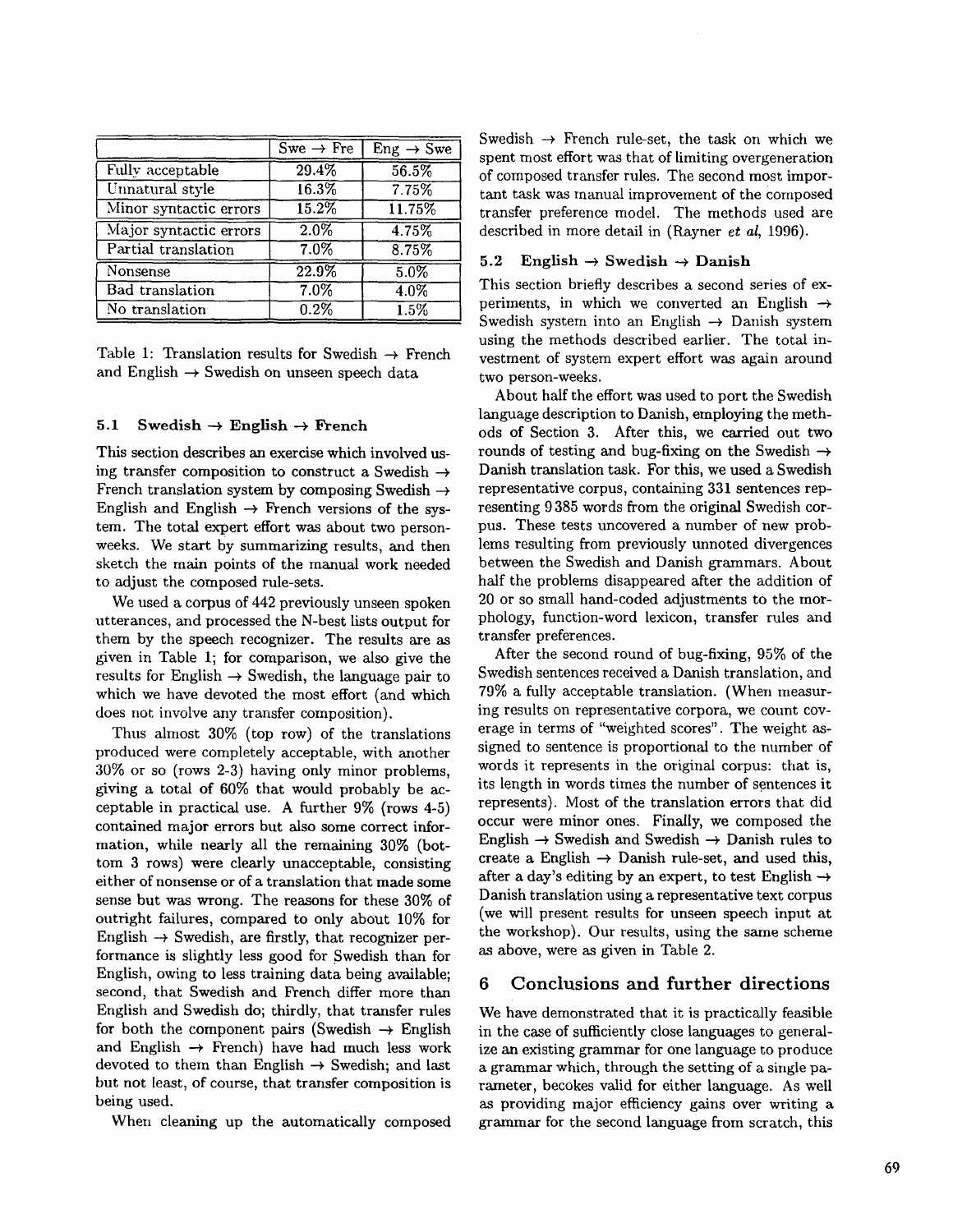| | Swe → Fre | Eng → Swe |
|---|---|---|
| Fully acceptable | 29.4% | 56.5% |
| Unnatural style | 16.3% | 7.75% |
| Minor syntactic errors | 15.2% | 11.75% |
| Major syntactic errors | 2.0% | 4.75% |
| Partial translation | 7.0% | 8.75% |
| Nonsense | 22.9% | 5.0% |
| Bad translation | 7.0% | 4.0% |
| No translation | 0.2% | 1.5% |

Table 1: Translation results for Swedish → French and English → Swedish on unseen speech data

### 5.1 Swedish → English → French

This section describes an exercise which involved using transfer composition to construct a Swedish → French translation system by composing Swedish → English and English → French versions of the system. The total expert effort was about two person-weeks. We start by summarizing results, and then sketch the main points of the manual work needed to adjust the composed rule-sets.

We used a corpus of 442 previously unseen spoken utterances, and processed the N-best lists output for them by the speech recognizer. The results are as given in Table 1; for comparison, we also give the results for English → Swedish, the language pair to which we have devoted the most effort (and which does not involve any transfer composition).

Thus almost 30% (top row) of the translations produced were completely acceptable, with another 30% or so (rows 2-3) having only minor problems, giving a total of 60% that would probably be acceptable in practical use. A further 9% (rows 4-5) contained major errors but also some correct information, while nearly all the remaining 30% (bottom 3 rows) were clearly unacceptable, consisting either of nonsense or of a translation that made some sense but was wrong. The reasons for these 30% of outright failures, compared to only about 10% for English → Swedish, are firstly, that recognizer performance is slightly less good for Swedish than for English, owing to less training data being available; second, that Swedish and French differ more than English and Swedish do; thirdly, that transfer rules for both the component pairs (Swedish → English and English → French) have had much less work devoted to them than English → Swedish; and last but not least, of course, that transfer composition is being used.

When cleaning up the automatically composed Swedish → French rule-set, the task on which we spent most effort was that of limiting overgeneration of composed transfer rules. The second most important task was manual improvement of the composed transfer preference model. The methods used are described in more detail in (Rayner *et al*, 1996).

### 5.2 English → Swedish → Danish

This section briefly describes a second series of experiments, in which we converted an English → Swedish system into an English → Danish system using the methods described earlier. The total investment of system expert effort was again around two person-weeks.

About half the effort was used to port the Swedish language description to Danish, employing the methods of Section 3. After this, we carried out two rounds of testing and bug-fixing on the Swedish → Danish translation task. For this, we used a Swedish representative corpus, containing 331 sentences representing 9 385 words from the original Swedish corpus. These tests uncovered a number of new problems resulting from previously unnoted divergences between the Swedish and Danish grammars. About half the problems disappeared after the addition of 20 or so small hand-coded adjustments to the morphology, function-word lexicon, transfer rules and transfer preferences.

After the second round of bug-fixing, 95% of the Swedish sentences received a Danish translation, and 79% a fully acceptable translation. (When measuring results on representative corpora, we count coverage in terms of "weighted scores". The weight assigned to sentence is proportional to the number of words it represents in the original corpus: that is, its length in words times the number of sentences it represents). Most of the translation errors that did occur were minor ones. Finally, we composed the English → Swedish and Swedish → Danish rules to create a English → Danish rule-set, and used this, after a day's editing by an expert, to test English → Danish translation using a representative text corpus (we will present results for unseen speech input at the workshop). Our results, using the same scheme as above, were as given in Table 2.

## 6 Conclusions and further directions

We have demonstrated that it is practically feasible in the case of sufficiently close languages to generalize an existing grammar for one language to produce a grammar which, through the setting of a single parameter, becokes valid for either language. As well as providing major efficiency gains over writing a grammar for the second language from scratch, this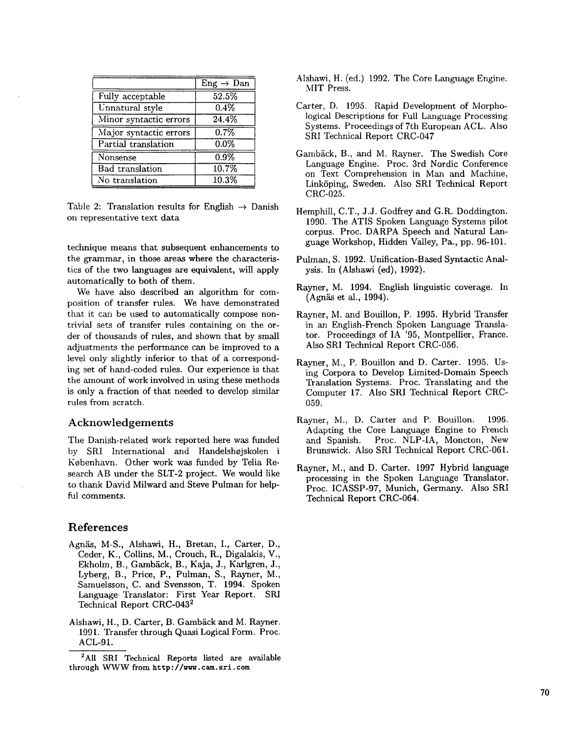| | Eng → Dan |
|---|---|
| Fully acceptable | 52.5% |
| Unnatural style | 0.4% |
| Minor syntactic errors | 24.4% |
| Major syntactic errors | 0.7% |
| Partial translation | 0.0% |
| Nonsense | 0.9% |
| Bad translation | 10.7% |
| No translation | 10.3% |

Table 2: Translation results for English → Danish on representative text data

technique means that subsequent enhancements to the grammar, in those areas where the characteristics of the two languages are equivalent, will apply automatically to both of them.

We have also described an algorithm for composition of transfer rules. We have demonstrated that it can be used to automatically compose non-trivial sets of transfer rules containing on the order of thousands of rules, and shown that by small adjustments the performance can be improved to a level only slightly inferior to that of a corresponding set of hand-coded rules. Our experience is that the amount of work involved in using these methods is only a fraction of that needed to develop similar rules from scratch.

## Acknowledgements

The Danish-related work reported here was funded by SRI International and Handelshøjskolen i København. Other work was funded by Telia Research AB under the SLT-2 project. We would like to thank David Milward and Steve Pulman for helpful comments.

## References

Agnäs, M-S., Alshawi, H., Bretan, I., Carter, D., Ceder, K., Collins, M., Crouch, R., Digalakis, V., Ekholm, B., Gambäck, B., Kaja, J., Karlgren, J., Lyberg, B., Price, P., Pulman, S., Rayner, M., Samuelsson, C. and Svensson, T. 1994. Spoken Language Translator: First Year Report. SRI Technical Report CRC-043[2]

Alshawi, H., D. Carter, B. Gambäck and M. Rayner. 1991. Transfer through Quasi Logical Form. Proc. ACL-91.

Alshawi, H. (ed.) 1992. The Core Language Engine. MIT Press.

Carter, D. 1995. Rapid Development of Morphological Descriptions for Full Language Processing Systems. Proceedings of 7th European ACL. Also SRI Technical Report CRC-047

Gambäck, B., and M. Rayner. The Swedish Core Language Engine. Proc. 3rd Nordic Conference on Text Comprehension in Man and Machine, Linköping, Sweden. Also SRI Technical Report CRC-025.

Hemphill, C.T., J.J. Godfrey and G.R. Doddington. 1990. The ATIS Spoken Language Systems pilot corpus. Proc. DARPA Speech and Natural Language Workshop, Hidden Valley, Pa., pp. 96-101.

Pulman, S. 1992. Unification-Based Syntactic Analysis. In (Alshawi (ed), 1992).

Rayner, M. 1994. English linguistic coverage. In (Agnäs et al., 1994).

Rayner, M. and Bouillon, P. 1995. Hybrid Transfer in an English-French Spoken Language Translator. Proceedings of IA '95, Montpellier, France. Also SRI Technical Report CRC-056.

Rayner, M., P. Bouillon and D. Carter. 1995. Using Corpora to Develop Limited-Domain Speech Translation Systems. Proc. Translating and the Computer 17. Also SRI Technical Report CRC-059.

Rayner, M., D. Carter and P. Bouillon. 1996. Adapting the Core Language Engine to French and Spanish. Proc. NLP-IA, Moncton, New Brunswick. Also SRI Technical Report CRC-061.

Rayner, M., and D. Carter. 1997 Hybrid language processing in the Spoken Language Translator. Proc. ICASSP-97, Munich, Germany. Also SRI Technical Report CRC-064.

[2] All SRI Technical Reports listed are available through WWW from `http://www.cam.sri.com`